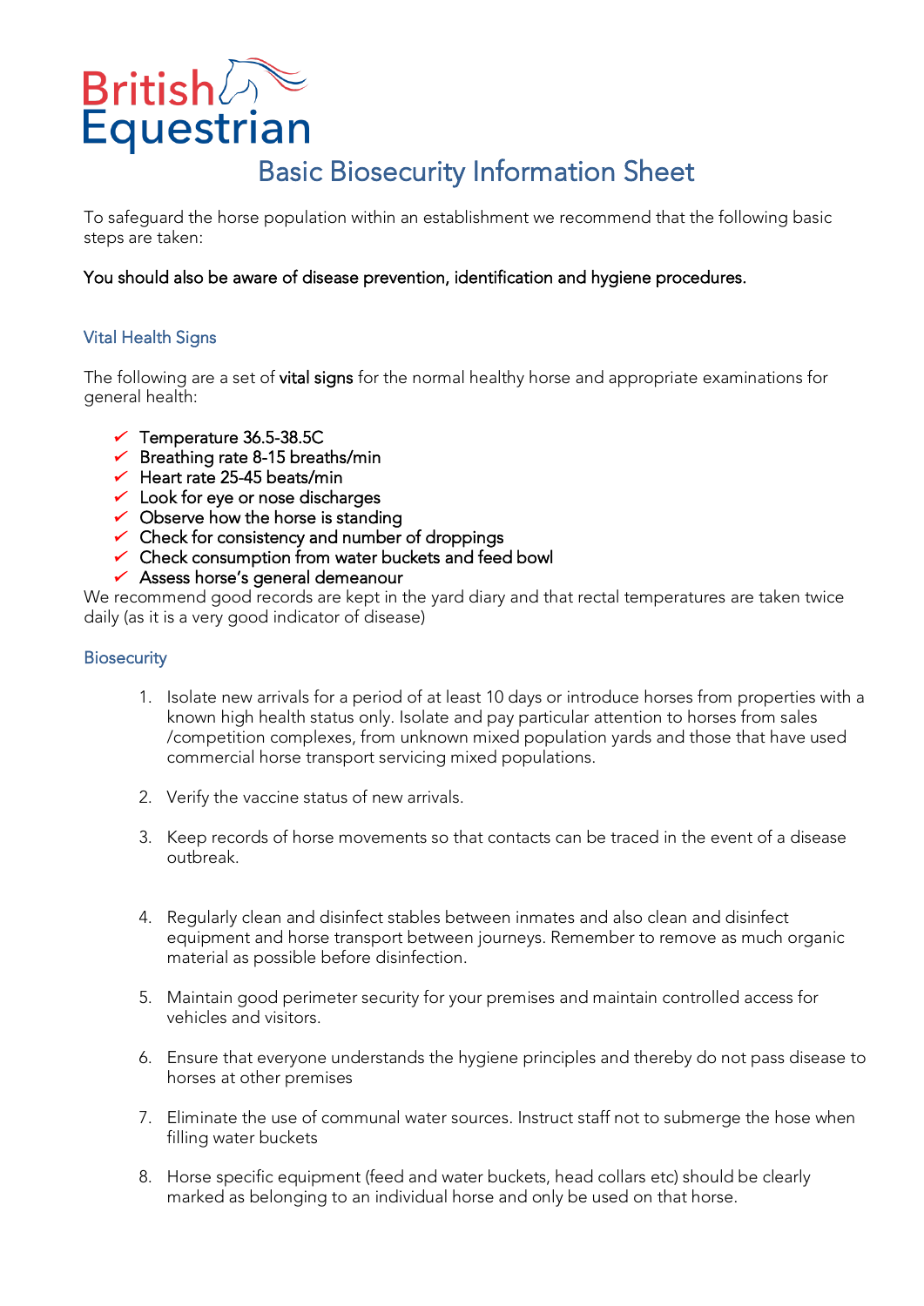British Equestrian

# Basic Biosecurity Information Sheet

To safeguard the horse population within an establishment we recommend that the following basic steps are taken:

You should also be aware of disease prevention, identification and hygiene procedures.

## Vital Health Signs

The following are a set of **vital signs** for the normal healthy horse and appropriate examinations for general health:

- ✓ Temperature 36.5-38.5C
- ✓ Breathing rate 8-15 breaths/min
- ✓ Heart rate 25-45 beats/min
- ✓ Look for eye or nose discharges
- ✓ Observe how the horse is standing
- ✓ Check for consistency and number of droppings
- ✓ Check consumption from water buckets and feed bowl
- ✓ Assess horse's general demeanour

We recommend good records are kept in the yard diary and that rectal temperatures are taken twice daily (as it is a very good indicator of disease)

## Biosecurity

1. Isolate new arrivals for a period of at least 10 days or introduce horses from properties with a known high health status only. Isolate and pay particular attention to horses from sales /competition complexes, from unknown mixed population yards and those that have used commercial horse transport servicing mixed populations.

2. Verify the vaccine status of new arrivals.

3. Keep records of horse movements so that contacts can be traced in the event of a disease outbreak.

4. Regularly clean and disinfect stables between inmates and also clean and disinfect equipment and horse transport between journeys. Remember to remove as much organic material as possible before disinfection.

5. Maintain good perimeter security for your premises and maintain controlled access for vehicles and visitors.

6. Ensure that everyone understands the hygiene principles and thereby do not pass disease to horses at other premises

7. Eliminate the use of communal water sources. Instruct staff not to submerge the hose when filling water buckets

8. Horse specific equipment (feed and water buckets, head collars etc) should be clearly marked as belonging to an individual horse and only be used on that horse.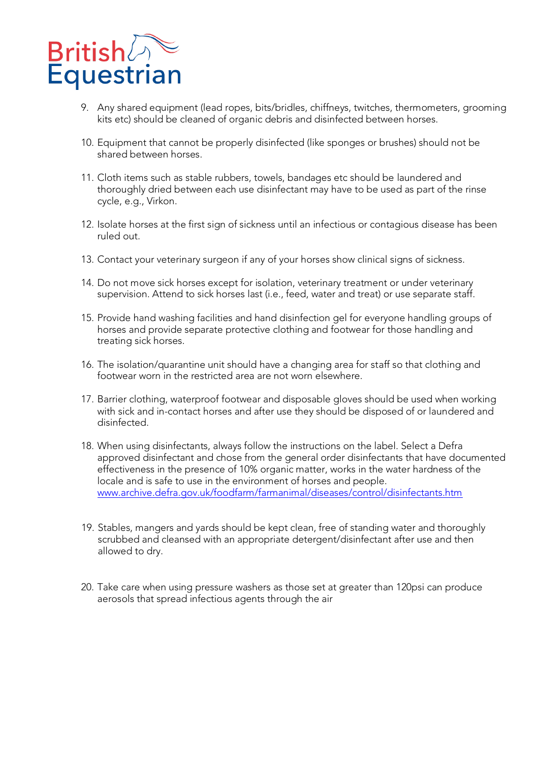9. Any shared equipment (lead ropes, bits/bridles, chiffneys, twitches, thermometers, grooming kits etc) should be cleaned of organic debris and disinfected between horses.

10. Equipment that cannot be properly disinfected (like sponges or brushes) should not be shared between horses.

11. Cloth items such as stable rubbers, towels, bandages etc should be laundered and thoroughly dried between each use disinfectant may have to be used as part of the rinse cycle, e.g., Virkon.

12. Isolate horses at the first sign of sickness until an infectious or contagious disease has been ruled out.

13. Contact your veterinary surgeon if any of your horses show clinical signs of sickness.

14. Do not move sick horses except for isolation, veterinary treatment or under veterinary supervision. Attend to sick horses last (i.e., feed, water and treat) or use separate staff.

15. Provide hand washing facilities and hand disinfection gel for everyone handling groups of horses and provide separate protective clothing and footwear for those handling and treating sick horses.

16. The isolation/quarantine unit should have a changing area for staff so that clothing and footwear worn in the restricted area are not worn elsewhere.

17. Barrier clothing, waterproof footwear and disposable gloves should be used when working with sick and in-contact horses and after use they should be disposed of or laundered and disinfected.

18. When using disinfectants, always follow the instructions on the label. Select a Defra approved disinfectant and chose from the general order disinfectants that have documented effectiveness in the presence of 10% organic matter, works in the water hardness of the locale and is safe to use in the environment of horses and people. [www.archive.defra.gov.uk/foodfarm/farmanimal/diseases/control/disinfectants.htm](www.archive.defra.gov.uk/foodfarm/farmanimal/diseases/control/disinfectants.htm)

19. Stables, mangers and yards should be kept clean, free of standing water and thoroughly scrubbed and cleansed with an appropriate detergent/disinfectant after use and then allowed to dry.

20. Take care when using pressure washers as those set at greater than 120psi can produce aerosols that spread infectious agents through the air